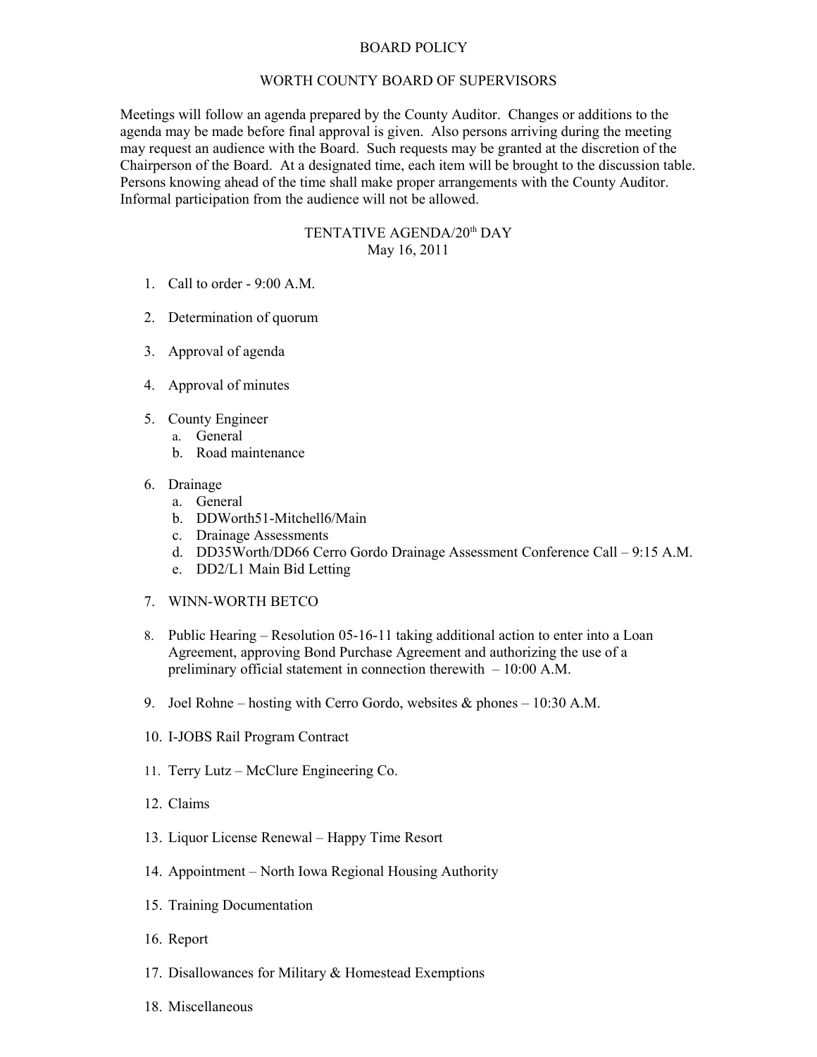# BOARD POLICY

## WORTH COUNTY BOARD OF SUPERVISORS

Meetings will follow an agenda prepared by the County Auditor. Changes or additions to the agenda may be made before final approval is given. Also persons arriving during the meeting may request an audience with the Board. Such requests may be granted at the discretion of the Chairperson of the Board. At a designated time, each item will be brought to the discussion table. Persons knowing ahead of the time shall make proper arrangements with the County Auditor. Informal participation from the audience will not be allowed.

## TENTATIVE AGENDA/20th DAY
May 16, 2011

1. Call to order - 9:00 A.M.

2. Determination of quorum

3. Approval of agenda

4. Approval of minutes

5. County Engineer
   a. General
   b. Road maintenance

6. Drainage
   a. General
   b. DDWorth51-Mitchell6/Main
   c. Drainage Assessments
   d. DD35Worth/DD66 Cerro Gordo Drainage Assessment Conference Call – 9:15 A.M.
   e. DD2/L1 Main Bid Letting

7. WINN-WORTH BETCO

8. Public Hearing – Resolution 05-16-11 taking additional action to enter into a Loan Agreement, approving Bond Purchase Agreement and authorizing the use of a preliminary official statement in connection therewith – 10:00 A.M.

9. Joel Rohne – hosting with Cerro Gordo, websites & phones – 10:30 A.M.

10. I-JOBS Rail Program Contract

11. Terry Lutz – McClure Engineering Co.

12. Claims

13. Liquor License Renewal – Happy Time Resort

14. Appointment – North Iowa Regional Housing Authority

15. Training Documentation

16. Report

17. Disallowances for Military & Homestead Exemptions

18. Miscellaneous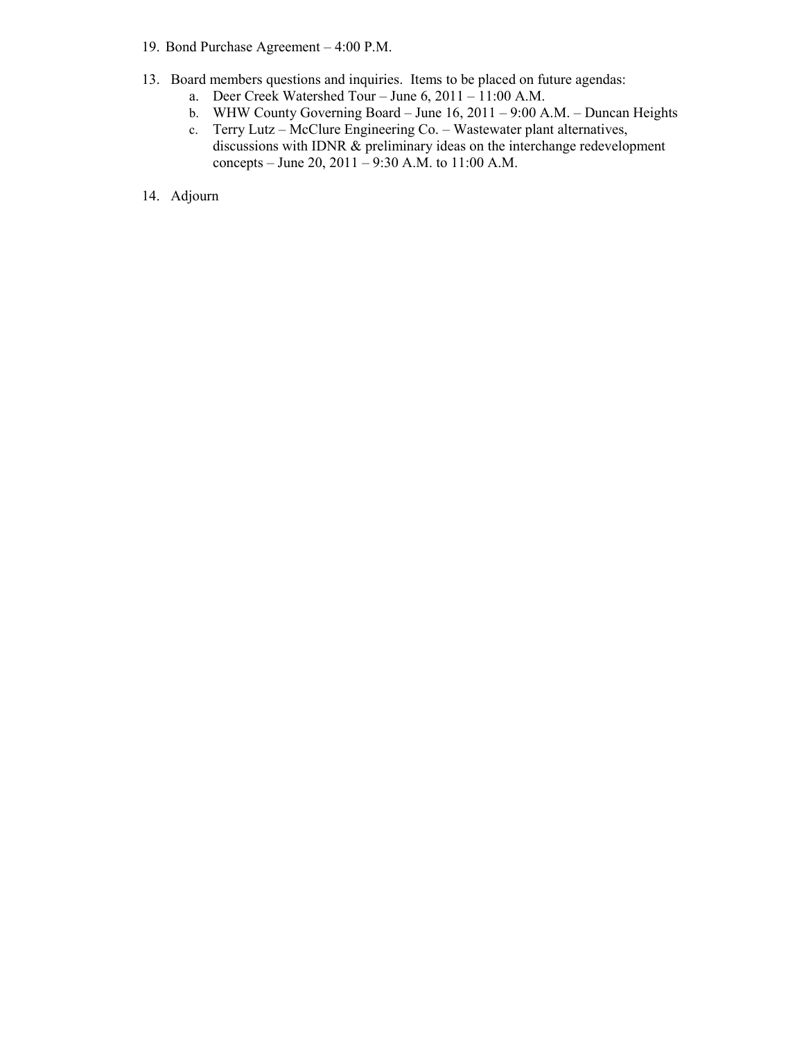19. Bond Purchase Agreement – 4:00 P.M.

13. Board members questions and inquiries. Items to be placed on future agendas:
    a. Deer Creek Watershed Tour – June 6, 2011 – 11:00 A.M.
    b. WHW County Governing Board – June 16, 2011 – 9:00 A.M. – Duncan Heights
    c. Terry Lutz – McClure Engineering Co. – Wastewater plant alternatives, discussions with IDNR & preliminary ideas on the interchange redevelopment concepts – June 20, 2011 – 9:30 A.M. to 11:00 A.M.

14. Adjourn